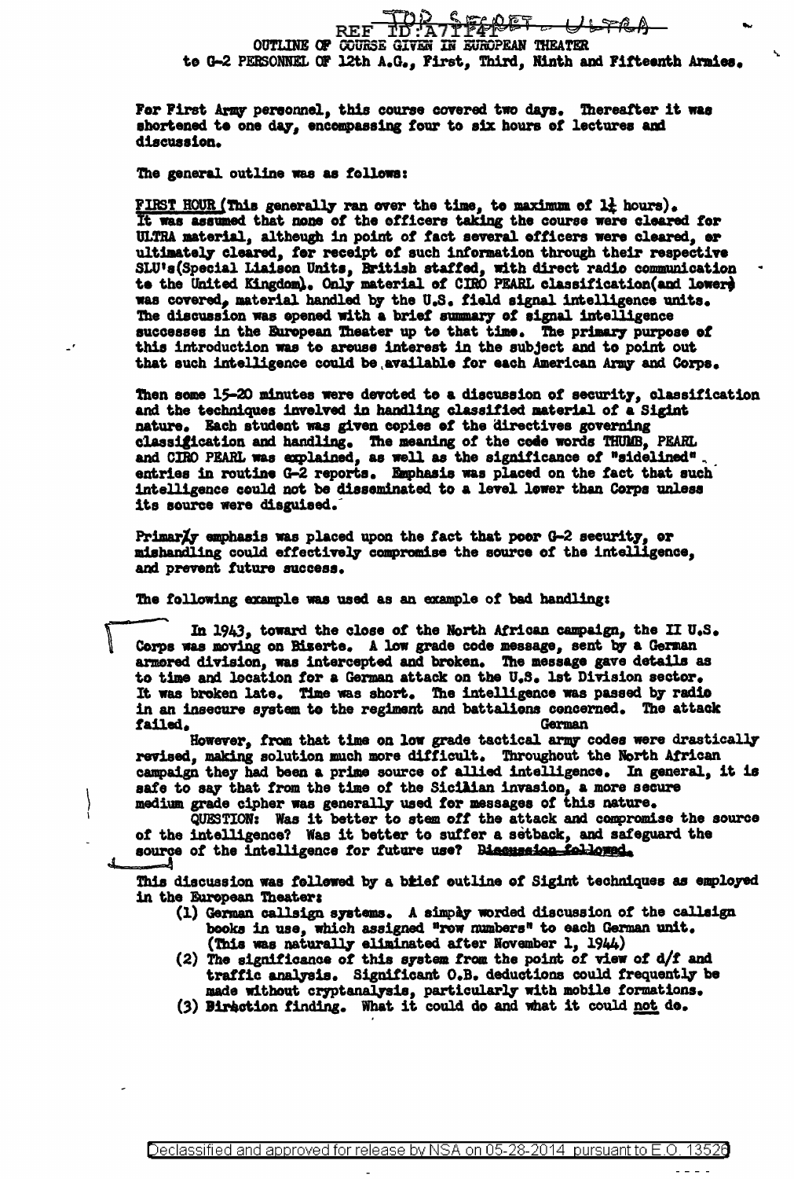TOP SECRET - ULTRA

REF ID:A71741

OUTLINE OF COURSE GIVEN IN EUROPEAN THEATER
to G-2 PERSONNEL OF 12th A.G., First, Third, Ninth and Fifteenth Armies.

For First Army personnel, this course covered two days. Thereafter it was shortened to one day, encompassing four to six hours of lectures and discussion.

The general outline was as follows:

FIRST HOUR (This generally ran over the time, to maximum of 1¼ hours). It was assumed that none of the officers taking the course were cleared for ULTRA material, although in point of fact several officers were cleared, or ultimately cleared, for receipt of such information through their respective SLU's (Special Liaison Units, British staffed, with direct radio communication to the United Kingdom). Only material of CIRO PEARL classification (and lower) was covered, material handled by the U.S. field signal intelligence units. The discussion was opened with a brief summary of signal intelligence successes in the European Theater up to that time. The primary purpose of this introduction was to arouse interest in the subject and to point out that such intelligence could be available for each American Army and Corps.

Then some 15-20 minutes were devoted to a discussion of security, classification and the techniques involved in handling classified material of a Sigint nature. Each student was given copies of the directives governing classification and handling. The meaning of the code words THUMB, PEARL and CIRO PEARL was explained, as well as the significance of "sidelined" entries in routine G-2 reports. Emphasis was placed on the fact that such intelligence could not be disseminated to a level lower than Corps unless its source were disguised.

Primary emphasis was placed upon the fact that poor G-2 security, or mishandling could effectively compromise the source of the intelligence, and prevent future success.

The following example was used as an example of bad handling:

In 1943, toward the close of the North African campaign, the II U.S. Corps was moving on Bizerte. A low grade code message, sent by a German armored division, was intercepted and broken. The message gave details as to time and location for a German attack on the U.S. 1st Division sector. It was broken late. Time was short. The intelligence was passed by radio in an insecure system to the regiment and battalions concerned. The German attack failed.

However, from that time on low grade tactical army codes were drastically revised, making solution much more difficult. Throughout the North African campaign they had been a prime source of allied intelligence. In general, it is safe to say that from the time of the Sicilian invasion, a more secure medium grade cipher was generally used for messages of this nature.

QUESTION: Was it better to stem off the attack and compromise the source of the intelligence? Was it better to suffer a setback, and safeguard the source of the intelligence for future use? Discussion followed.

This discussion was followed by a brief outline of Sigint techniques as employed in the European Theater:

(1) German callsign systems. A simply worded discussion of the callsign books in use, which assigned "row numbers" to each German unit. (This was naturally eliminated after November 1, 1944)
(2) The significance of this system from the point of view of d/f and traffic analysis. Significant O.B. deductions could frequently be made without cryptanalysis, particularly with mobile formations.
(3) Direction finding. What it could do and what it could not do.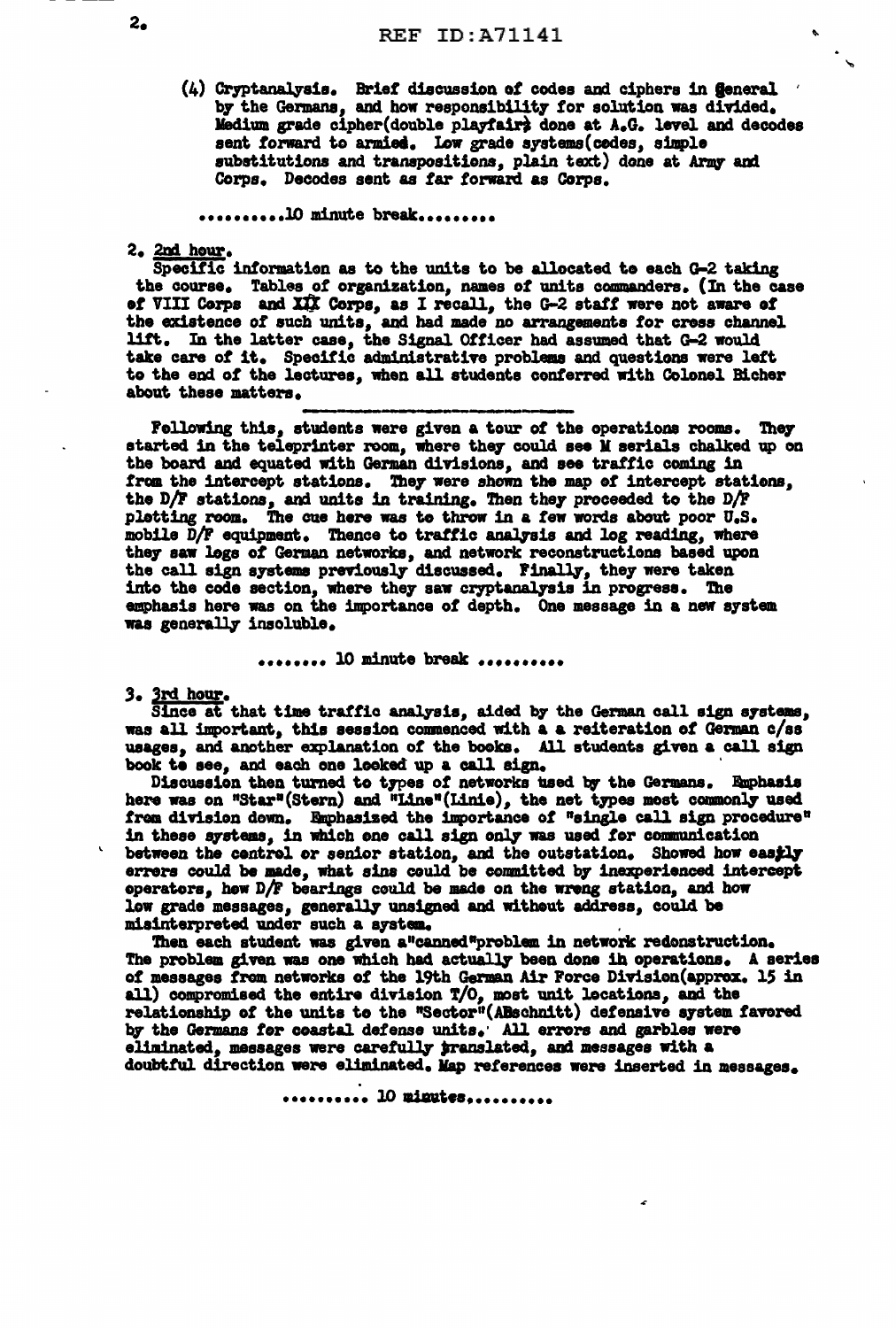(4) Cryptanalysis. Brief discussion of codes and ciphers in general by the Germans, and how responsibility for solution was divided. Medium grade cipher(double playfair) done at A.G. level and decodes sent forward to armies. Low grade systems(codes, simple substitutions and transpositions, plain text) done at Army and Corps. Decodes sent as far forward as Corps.

..........10 minute break.........

2. 2nd hour.
Specific information as to the units to be allocated to each G-2 taking the course. Tables of organization, names of units commanders. (In the case of VIII Corps and XIX Corps, as I recall, the G-2 staff were not aware of the existence of such units, and had made no arrangements for cross channel lift. In the latter case, the Signal Officer had assumed that G-2 would take care of it. Specific administrative problems and questions were left to the end of the lectures, when all students conferred with Colonel Bicher about these matters.

Following this, students were given a tour of the operations rooms. They started in the teleprinter room, where they could see M serials chalked up on the board and equated with German divisions, and see traffic coming in from the intercept stations. They were shown the map of intercept stations, the D/F stations, and units in training. Then they proceeded to the D/F plotting room. The cue here was to throw in a few words about poor U.S. mobile D/F equipment. Thence to traffic analysis and log reading, where they saw logs of German networks, and network reconstructions based upon the call sign systems previously discussed. Finally, they were taken into the code section, where they saw cryptanalysis in progress. The emphasis here was on the importance of depth. One message in a new system was generally insoluble.

........ 10 minute break ..........

3. 3rd hour.
Since at that time traffic analysis, aided by the German call sign systems, was all important, this session commenced with a a reiteration of German c/ss usages, and another explanation of the books. All students given a call sign book to see, and each one looked up a call sign.

Discussion then turned to types of networks used by the Germans. Emphasis here was on "Star"(Stern) and "Line"(Linie), the net types most commonly used from division down. Emphasized the importance of "single call sign procedure" in these systems, in which one call sign only was used for communication between the control or senior station, and the outstation. Showed how easily errors could be made, what sins could be committed by inexperienced intercept operators, how D/F bearings could be made on the wrong station, and how low grade messages, generally unsigned and without address, could be misinterpreted under such a system.

Then each student was given a"canned"problem in network redonstruction. The problem given was one which had actually been done in operations. A series of messages from networks of the 19th German Air Force Division(approx. 15 in all) compromised the entire division T/O, most unit locations, and the relationship of the units to the "Sector"(ABschnitt) defensive system favored by the Germans for coastal defense units. All errors and garbles were eliminated, messages were carefully translated, and messages with a doubtful direction were eliminated. Map references were inserted in messages.

.......... 10 minutes..........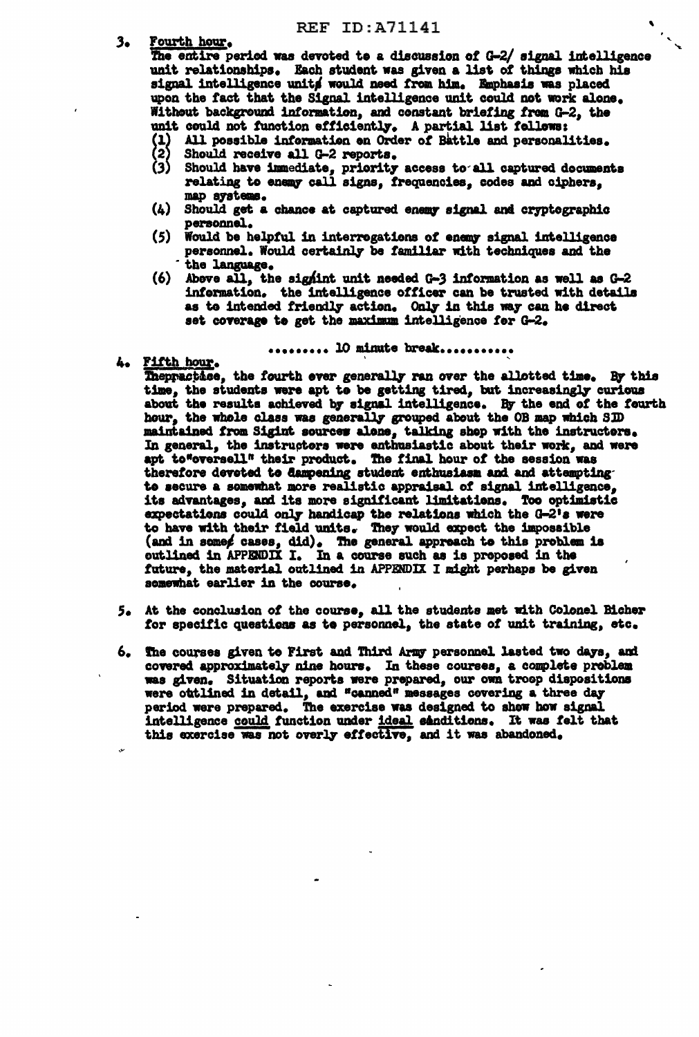3. Fourth hour.

The entire period was devoted to a discussion of G-2/ signal intelligence unit relationships. Each student was given a list of things which his signal intelligence unit would need from him. Emphasis was placed upon the fact that the Signal intelligence unit could not work alone. Without background information, and constant briefing from G-2, the unit could not function efficiently. A partial list follows:

(1) All possible information on Order of Battle and personalities.
(2) Should receive all G-2 reports.
(3) Should have immediate, priority access to all captured documents relating to enemy call signs, frequencies, codes and ciphers, map systems.
(4) Should get a chance at captured enemy signal and cryptographic personnel.
(5) Would be helpful in interrogations of enemy signal intelligence personnel. Would certainly be familiar with techniques and the the language.
(6) Above all, the sigint unit needed G-3 information as well as G-2 information. the intelligence officer can be trusted with details as to intended friendly action. Only in this way can he direct set coverage to get the maximum intelligence for G-2.

......... 10 minute break...........

4. Fifth hour.

In practice, the fourth ever generally ran over the allotted time. By this time, the students were apt to be getting tired, but increasingly curious about the results achieved by signal intelligence. By the end of the fourth hour, the whole class was generally grouped about the OB map which SID maintained from Sigint sources alone, talking shop with the instructors. In general, the instructors were enthusiastic about their work, and were apt to "oversell" their product. The final hour of the session was therefore devoted to dampening student enthusiasm and and attempting to secure a somewhat more realistic appraisal of signal intelligence, its advantages, and its more significant limitations. Too optimistic expectations could only handicap the relations which the G-2's were to have with their field units. They would expect the impossible (and in some cases, did). The general approach to this problem is outlined in APPENDIX I. In a course such as is proposed in the future, the material outlined in APPENDIX I might perhaps be given somewhat earlier in the course.

5. At the conclusion of the course, all the students met with Colonel Bicher for specific questions as to personnel, the state of unit training, etc.

6. The courses given to First and Third Army personnel lasted two days, and covered approximately nine hours. In these courses, a complete problem was given. Situation reports were prepared, our own troop dispositions were outlined in detail, and "canned" messages covering a three day period were prepared. The exercise was designed to show how signal intelligence could function under ideal conditions. It was felt that this exercise was not overly effective, and it was abandoned.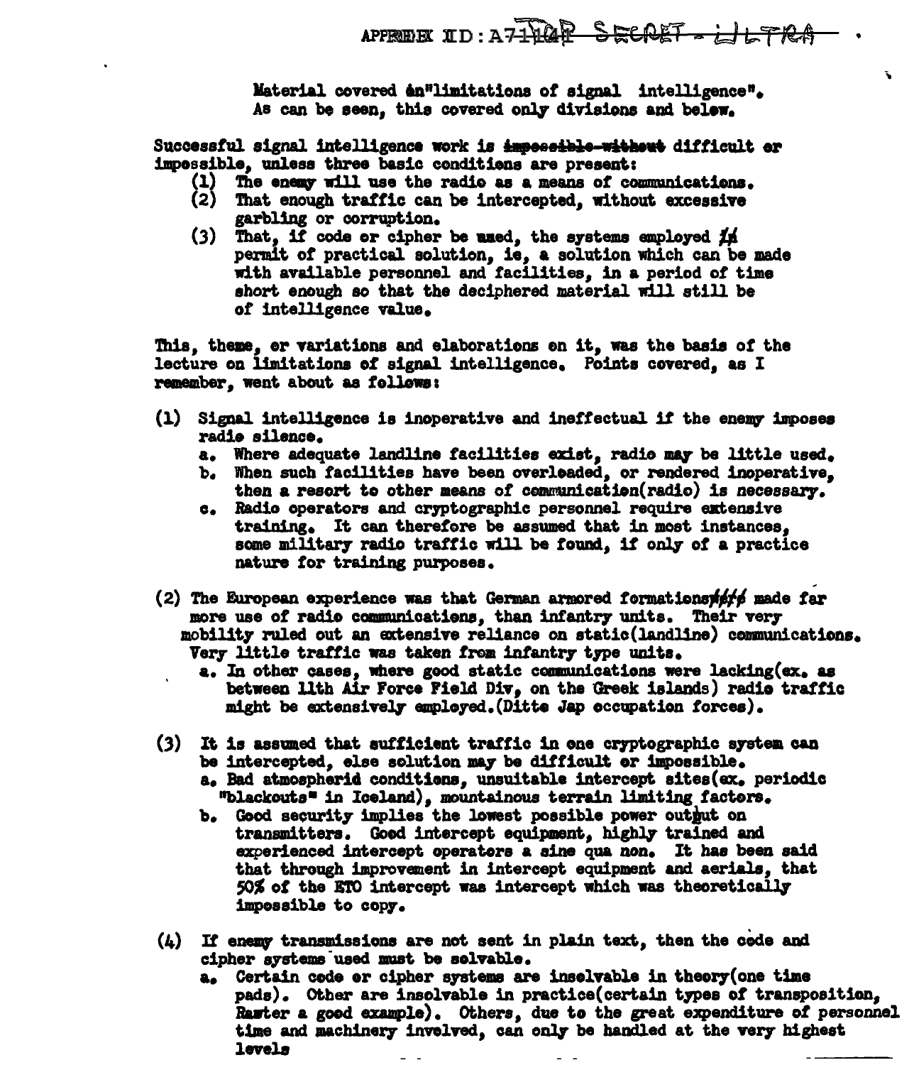Material covered in "limitations of signal intelligence". As can be seen, this covered only divisions and below.

Successful signal intelligence work is ~~impossible without~~ difficult or impossible, unless three basic conditions are present:

(1) The enemy will use the radio as a means of communications.
(2) That enough traffic can be intercepted, without excessive garbling or corruption.
(3) That, if code or cipher be used, the systems employed ~~is~~ permit of practical solution, ie, a solution which can be made with available personnel and facilities, in a period of time short enough so that the deciphered material will still be of intelligence value.

This, theme, or variations and elaborations on it, was the basis of the lecture on limitations of signal intelligence. Points covered, as I remember, went about as follows:

(1) Signal intelligence is inoperative and ineffectual if the enemy imposes radio silence.
   a. Where adequate landline facilities exist, radio may be little used.
   b. When such facilities have been overloaded, or rendered inoperative, then a resort to other means of communication(radio) is necessary.
   c. Radio operators and cryptographic personnel require extensive training. It can therefore be assumed that in most instances, some military radio traffic will be found, if only of a practice nature for training purposes.

(2) The European experience was that German armored formations~~were~~ made far more use of radio communications, than infantry units. Their very mobility ruled out an extensive reliance on static(landline) communications. Very little traffic was taken from infantry type units.
   a. In other cases, where good static communications were lacking(ex. as between 11th Air Force Field Div, on the Greek islands) radio traffic might be extensively employed.(Ditto Jap occupation forces).

(3) It is assumed that sufficient traffic in one cryptographic system can be intercepted, else solution may be difficult or impossible.
   a. Bad atmospherid conditions, unsuitable intercept sites(ex. periodic "blackouts" in Iceland), mountainous terrain limiting factors.
   b. Good security implies the lowest possible power output on transmitters. Good intercept equipment, highly trained and experienced intercept operators a sine qua non. It has been said that through improvement in intercept equipment and aerials, that 50% of the ETO intercept was intercept which was theoretically impossible to copy.

(4) If enemy transmissions are not sent in plain text, then the code and cipher systems used must be solvable.
   a. Certain code or cipher systems are insolvable in theory(one time pads). Other are insolvable in practice(certain types of transposition, Raster a good example). Others, due to the great expenditure of personnel time and machinery involved, can only be handled at the very highest levels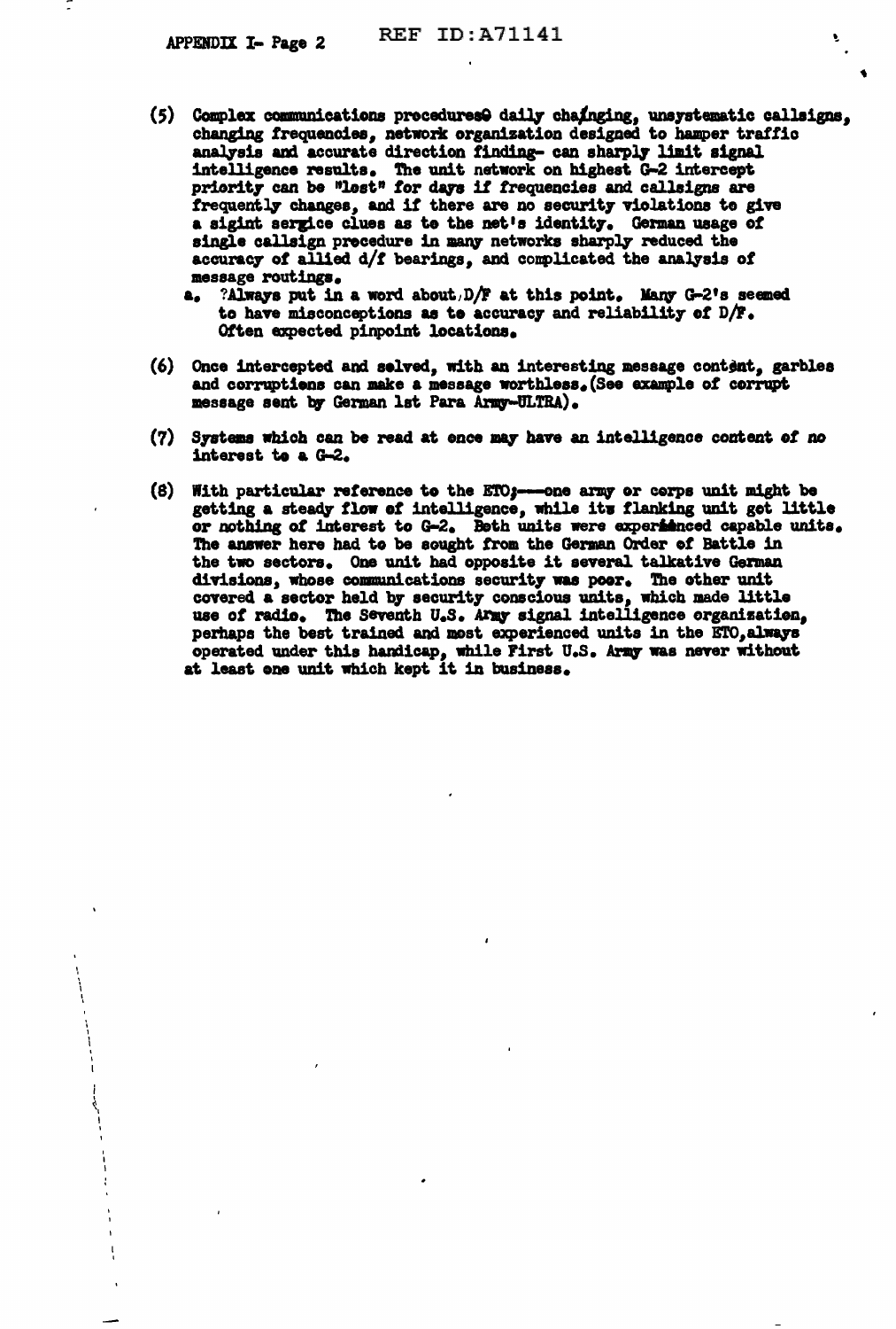(5) Complex communications procedures@ daily chainging, unsystematic callsigns, changing frequencies, network organization designed to hamper traffic analysis and accurate direction finding- can sharply limit signal intelligence results. The unit network on highest G-2 intercept priority can be "lost" for days if frequencies and callsigns are frequently changes, and if there are no security violations to give a sigint sergice clues as to the net's identity. German usage of single callsign procedure in many networks sharply reduced the accuracy of allied d/f bearings, and complicated the analysis of message routings.

   a. ?Always put in a word about D/F at this point. Many G-2's seemed to have misconceptions as to accuracy and reliability of D/F. Often expected pinpoint locations.

(6) Once intercepted and solved, with an interesting message content, garbles and corruptions can make a message worthless. (See example of corrupt message sent by German 1st Para Army-ULTRA).

(7) Systems which can be read at once may have an intelligence content of no interest to a G-2.

(8) With particular reference to the ETO;---one army or corps unit might be getting a steady flow of intelligence, while its flanking unit get little or nothing of interest to G-2. Both units were experienced capable units. The answer here had to be sought from the German Order of Battle in the two sectors. One unit had opposite it several talkative German divisions, whose communications security was poor. The other unit covered a sector held by security conscious units, which made little use of radio. The Seventh U.S. Army signal intelligence organization, perhaps the best trained and most experienced units in the ETO, always operated under this handicap, while First U.S. Army was never without at least one unit which kept it in business.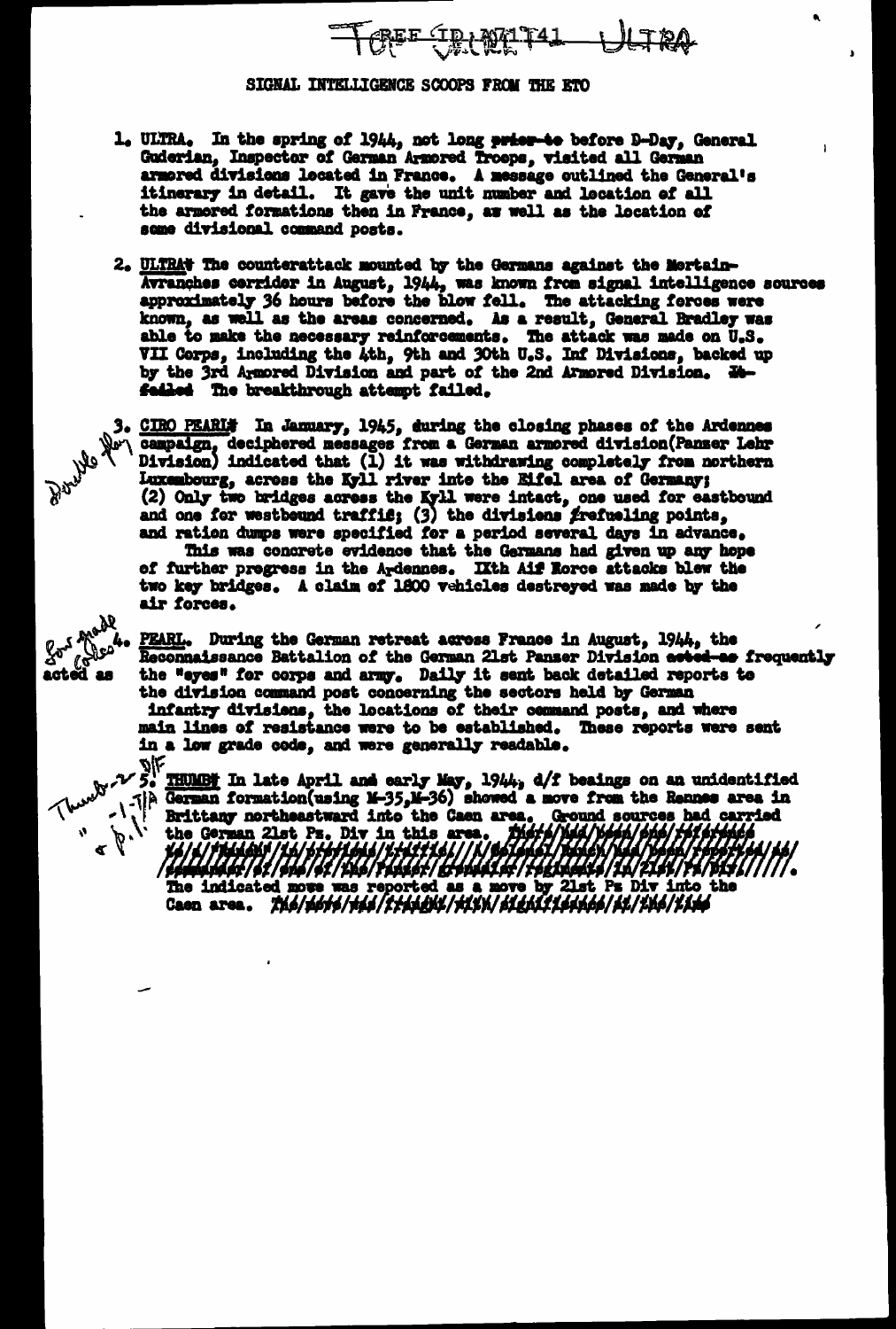TOP SECRET ULTRA

SIGNAL INTELLIGENCE SCOOPS FROM THE ETO

1. ULTRA. In the spring of 1944, not long ~~prior to~~ before D-Day, General Guderian, Inspector of German Armored Troops, visited all German armored divisions located in France. A message outlined the General's itinerary in detail. It gave the unit number and location of all the armored formations then in France, as well as the location of some divisional command posts.

2. ULTRA. The counterattack mounted by the Germans against the Mortain-Avranches corridor in August, 1944, was known from signal intelligence sources approximately 36 hours before the blow fell. The attacking forces were known, as well as the areas concerned. As a result, General Bradley was able to make the necessary reinforcements. The attack was made on U.S. VII Corps, including the 4th, 9th and 30th U.S. Inf Divisions, backed up by the 3rd Armored Division and part of the 2nd Armored Division. ~~It failed~~ The breakthrough attempt failed.

3. CIRO PEARL. In January, 1945, during the closing phases of the Ardennes campaign, deciphered messages from a German armored division (Panzer Lehr Division) indicated that (1) it was withdrawing completely from northern Luxembourg, across the Kyll river into the Eifel area of Germany; (2) Only two bridges across the Kyll were intact, one used for eastbound and one for westbound traffic; (3) the divisions refueling points, and ration dumps were specified for a period several days in advance.

This was concrete evidence that the Germans had given up any hope of further progress in the Ardennes. IXth Air Force attacks blew the two key bridges. A claim of 1800 vehicles destroyed was made by the air forces.

4. PEARL. During the German retreat across France in August, 1944, the Reconnaissance Battalion of the German 21st Panzer Division ~~acted as~~ frequently acted as the "eyes" for corps and army. Daily it sent back detailed reports to the division command post concerning the sectors held by German infantry divisions, the locations of their command posts, and where main lines of resistance were to be established. These reports were sent in a low grade code, and were generally readable.

5. THUMB. In late April and early May, 1944, d/f beaings on an unidentified German formation (using M-35, M-36) showed a move from the Rennes area in Brittany northeastward into the Caen area. Ground sources had carried the German 21st Pz. Div in this area. ~~There had been one reference to a Thumb in previous traffic. A Colonel Rauch had been reported as commander of one of the Panzer Grenadier regiments in 21st Pz Div.~~ The indicated move was reported as a move by 21st Pz Div into the Caen area. ~~The move had been forecast by ground sources as the time~~

(Handwritten margin notes: "Double Play" beside item 3; "Four grade codes / acted as" beside item 4; "Thumb-2 D/F / -1 T/A / -1 P.L." beside item 5.)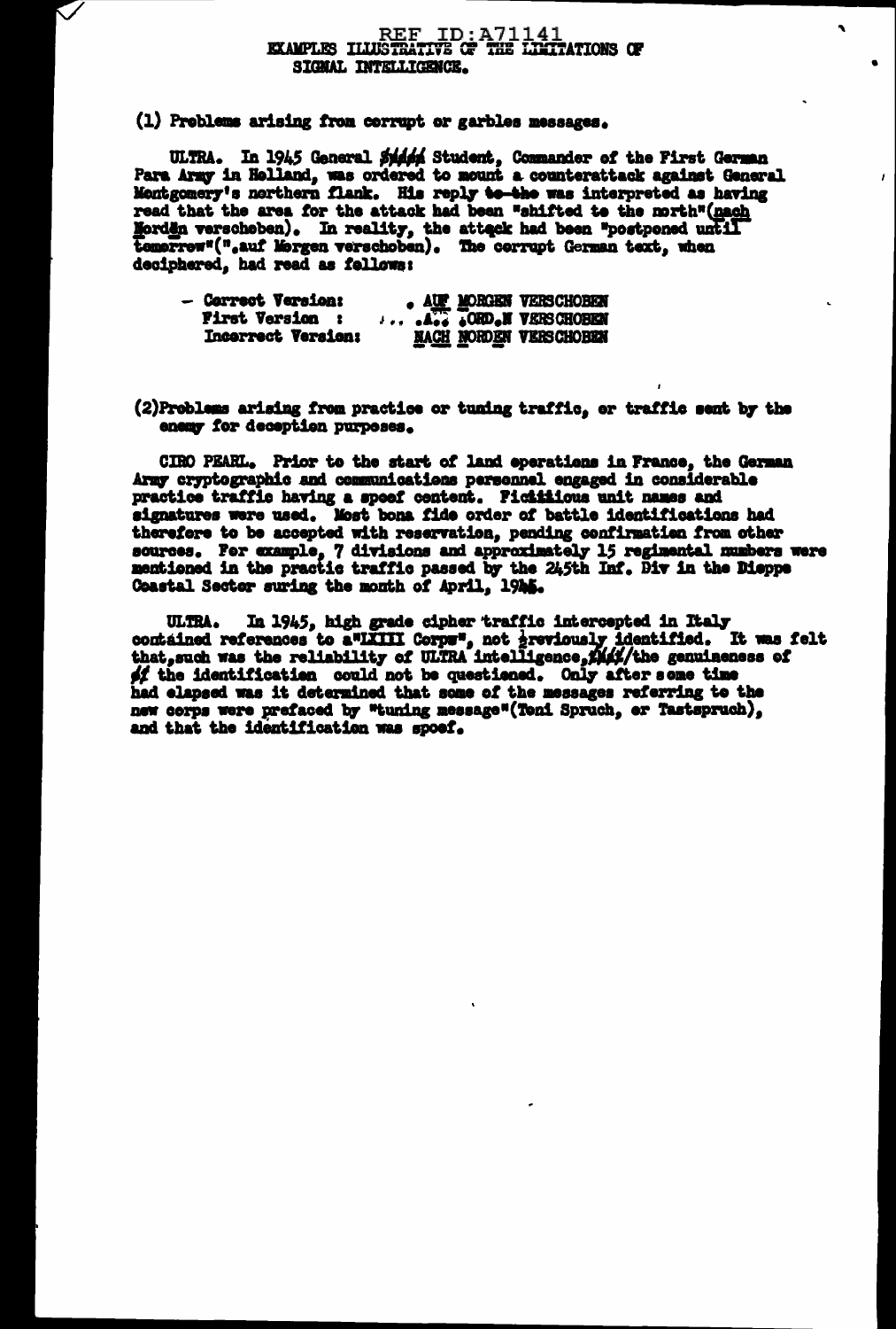REF ID:A71141

EXAMPLES ILLUSTRATIVE OF THE LIMITATIONS OF SIGNAL INTELLIGENCE.

(1) Problems arising from corrupt or garbles messages.

ULTRA. In 1945 General ~~Kurt~~ Student, Commander of the First German Para Army in Holland, was ordered to mount a counterattack against General Montgomery's northern flank. His reply ~~to the~~ was interpreted as having read that the area for the attack had been "shifted to the north"(nach Norden verschoben). In reality, the attack had been "postponed until tomorrow"(".auf Morgen verschoben). The corrupt German text, when deciphered, had read as follows:

| | |
|---|---|
| - Correct Version: | . AUF MORGEN VERSCHOBEN |
| First Version : | ... .A.. .ORD.N VERSCHOBEN |
| Incorrect Version: | NACH NORDEN VERSCHOBEN |

(2)Problems arising from practice or tuning traffic, or traffic sent by the enemy for deception purposes.

CIRO PEARL. Prior to the start of land operations in France, the German Army cryptographic and communications personnel engaged in considerable practice traffic having a spoof content. Fictitious unit names and signatures were used. Most bona fide order of battle identifications had therefore to be accepted with reservation, pending confirmation from other sources. For example, 7 divisions and approximately 15 regimental numbers were mentioned in the practic traffic passed by the 245th Inf. Div in the Dieppe Coastal Sector suring the month of April, 1945.

ULTRA. In 1945, high grade cipher traffic intercepted in Italy contained references to a"LXIII Corps", not previously identified. It was felt that,such was the reliability of ULTRA intelligence,~~that~~/the genuineness of ~~of~~ the identification could not be questioned. Only after some time had elapsed was it determined that some of the messages referring to the new corps were prefaced by "tuning message"(Toni Spruch, or Tastspruch), and that the identification was spoof.